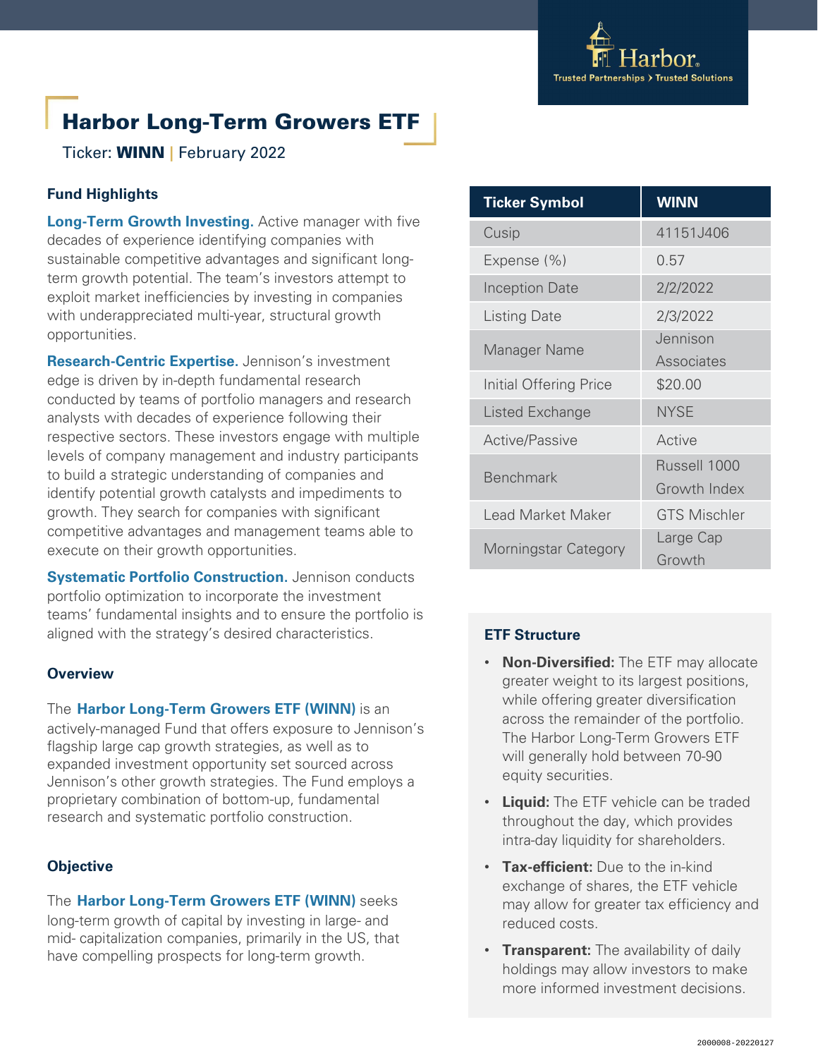# Harbor Long-Term Growers ETF

Ticker: **WINN** | February 2022

## Fund Highlights

**Long-Term Growth Investing.** Active manager with five decades of experience identifying companies with sustainable competitive advantages and significant long-term growth potential. The team's investors attempt to exploit market inefficiencies by investing in companies with underappreciated multi-year, structural growth opportunities.

**Research-Centric Expertise.** Jennison's investment edge is driven by in-depth fundamental research conducted by teams of portfolio managers and research analysts with decades of experience following their respective sectors. These investors engage with multiple levels of company management and industry participants to build a strategic understanding of companies and identify potential growth catalysts and impediments to growth. They search for companies with significant competitive advantages and management teams able to execute on their growth opportunities.

**Systematic Portfolio Construction.** Jennison conducts portfolio optimization to incorporate the investment teams' fundamental insights and to ensure the portfolio is aligned with the strategy's desired characteristics.

## Overview

The **Harbor Long-Term Growers ETF (WINN)** is an actively-managed Fund that offers exposure to Jennison's flagship large cap growth strategies, as well as to expanded investment opportunity set sourced across Jennison's other growth strategies. The Fund employs a proprietary combination of bottom-up, fundamental research and systematic portfolio construction.

## Objective

The **Harbor Long-Term Growers ETF (WINN)** seeks long-term growth of capital by investing in large- and mid- capitalization companies, primarily in the US, that have compelling prospects for long-term growth.

| Ticker Symbol | WINN |
|---|---|
| Cusip | 41151J406 |
| Expense (%) | 0.57 |
| Inception Date | 2/2/2022 |
| Listing Date | 2/3/2022 |
| Manager Name | Jennison Associates |
| Initial Offering Price | $20.00 |
| Listed Exchange | NYSE |
| Active/Passive | Active |
| Benchmark | Russell 1000 Growth Index |
| Lead Market Maker | GTS Mischler |
| Morningstar Category | Large Cap Growth |

## ETF Structure

- **Non-Diversified:** The ETF may allocate greater weight to its largest positions, while offering greater diversification across the remainder of the portfolio. The Harbor Long-Term Growers ETF will generally hold between 70-90 equity securities.
- **Liquid:** The ETF vehicle can be traded throughout the day, which provides intra-day liquidity for shareholders.
- **Tax-efficient:** Due to the in-kind exchange of shares, the ETF vehicle may allow for greater tax efficiency and reduced costs.
- **Transparent:** The availability of daily holdings may allow investors to make more informed investment decisions.

2000008-20220127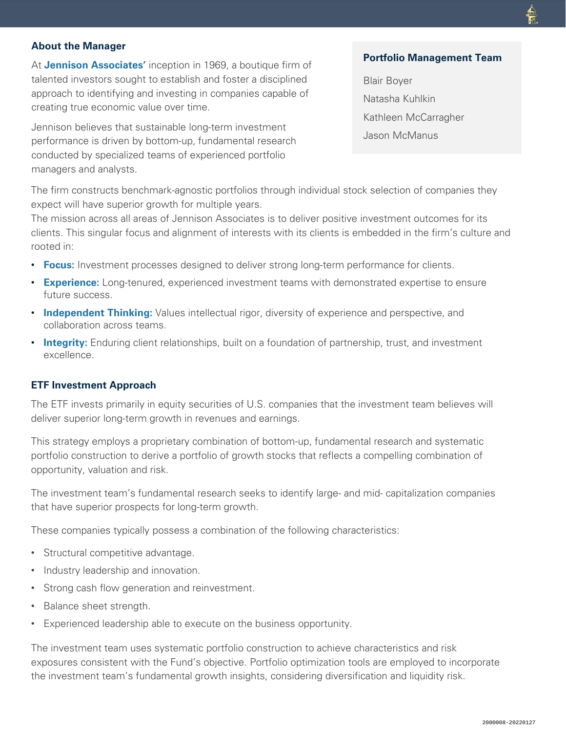## About the Manager

At **Jennison Associates'** inception in 1969, a boutique firm of talented investors sought to establish and foster a disciplined approach to identifying and investing in companies capable of creating true economic value over time.

Jennison believes that sustainable long-term investment performance is driven by bottom-up, fundamental research conducted by specialized teams of experienced portfolio managers and analysts.

### Portfolio Management Team

Blair Boyer

Natasha Kuhlkin

Kathleen McCarragher

Jason McManus

The firm constructs benchmark-agnostic portfolios through individual stock selection of companies they expect will have superior growth for multiple years.

The mission across all areas of Jennison Associates is to deliver positive investment outcomes for its clients. This singular focus and alignment of interests with its clients is embedded in the firm's culture and rooted in:

- **Focus:** Investment processes designed to deliver strong long-term performance for clients.
- **Experience:** Long-tenured, experienced investment teams with demonstrated expertise to ensure future success.
- **Independent Thinking:** Values intellectual rigor, diversity of experience and perspective, and collaboration across teams.
- **Integrity:** Enduring client relationships, built on a foundation of partnership, trust, and investment excellence.

## ETF Investment Approach

The ETF invests primarily in equity securities of U.S. companies that the investment team believes will deliver superior long-term growth in revenues and earnings.

This strategy employs a proprietary combination of bottom-up, fundamental research and systematic portfolio construction to derive a portfolio of growth stocks that reflects a compelling combination of opportunity, valuation and risk.

The investment team's fundamental research seeks to identify large- and mid- capitalization companies that have superior prospects for long-term growth.

These companies typically possess a combination of the following characteristics:

- Structural competitive advantage.
- Industry leadership and innovation.
- Strong cash flow generation and reinvestment.
- Balance sheet strength.
- Experienced leadership able to execute on the business opportunity.

The investment team uses systematic portfolio construction to achieve characteristics and risk exposures consistent with the Fund's objective. Portfolio optimization tools are employed to incorporate the investment team's fundamental growth insights, considering diversification and liquidity risk.

2000008-20220127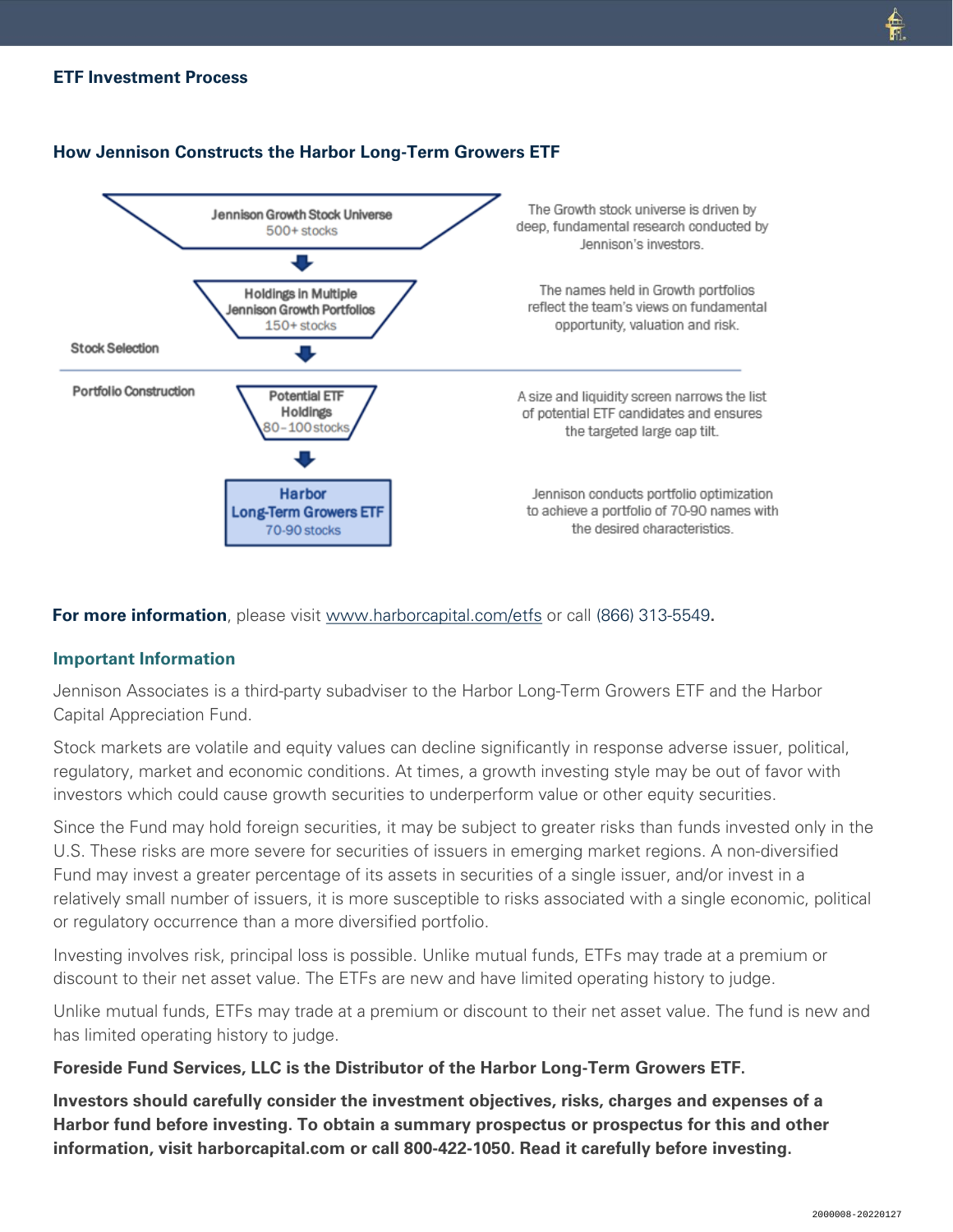## ETF Investment Process

### How Jennison Constructs the Harbor Long-Term Growers ETF

Jennison Growth Stock Universe
500+ stocks

The Growth stock universe is driven by deep, fundamental research conducted by Jennison's investors.

Holdings in Multiple Jennison Growth Portfolios
150+ stocks

The names held in Growth portfolios reflect the team's views on fundamental opportunity, valuation and risk.

Stock Selection

Portfolio Construction

Potential ETF Holdings
80–100 stocks

A size and liquidity screen narrows the list of potential ETF candidates and ensures the targeted large cap tilt.

Harbor Long-Term Growers ETF
70-90 stocks

Jennison conducts portfolio optimization to achieve a portfolio of 70-90 names with the desired characteristics.

**For more information**, please visit www.harborcapital.com/etfs or call (866) 313-5549.

### Important Information

Jennison Associates is a third-party subadviser to the Harbor Long-Term Growers ETF and the Harbor Capital Appreciation Fund.

Stock markets are volatile and equity values can decline significantly in response adverse issuer, political, regulatory, market and economic conditions. At times, a growth investing style may be out of favor with investors which could cause growth securities to underperform value or other equity securities.

Since the Fund may hold foreign securities, it may be subject to greater risks than funds invested only in the U.S. These risks are more severe for securities of issuers in emerging market regions. A non-diversified Fund may invest a greater percentage of its assets in securities of a single issuer, and/or invest in a relatively small number of issuers, it is more susceptible to risks associated with a single economic, political or regulatory occurrence than a more diversified portfolio.

Investing involves risk, principal loss is possible. Unlike mutual funds, ETFs may trade at a premium or discount to their net asset value. The ETFs are new and have limited operating history to judge.

Unlike mutual funds, ETFs may trade at a premium or discount to their net asset value. The fund is new and has limited operating history to judge.

**Foreside Fund Services, LLC is the Distributor of the Harbor Long-Term Growers ETF.**

**Investors should carefully consider the investment objectives, risks, charges and expenses of a Harbor fund before investing. To obtain a summary prospectus or prospectus for this and other information, visit harborcapital.com or call 800-422-1050. Read it carefully before investing.**

2000008-20220127